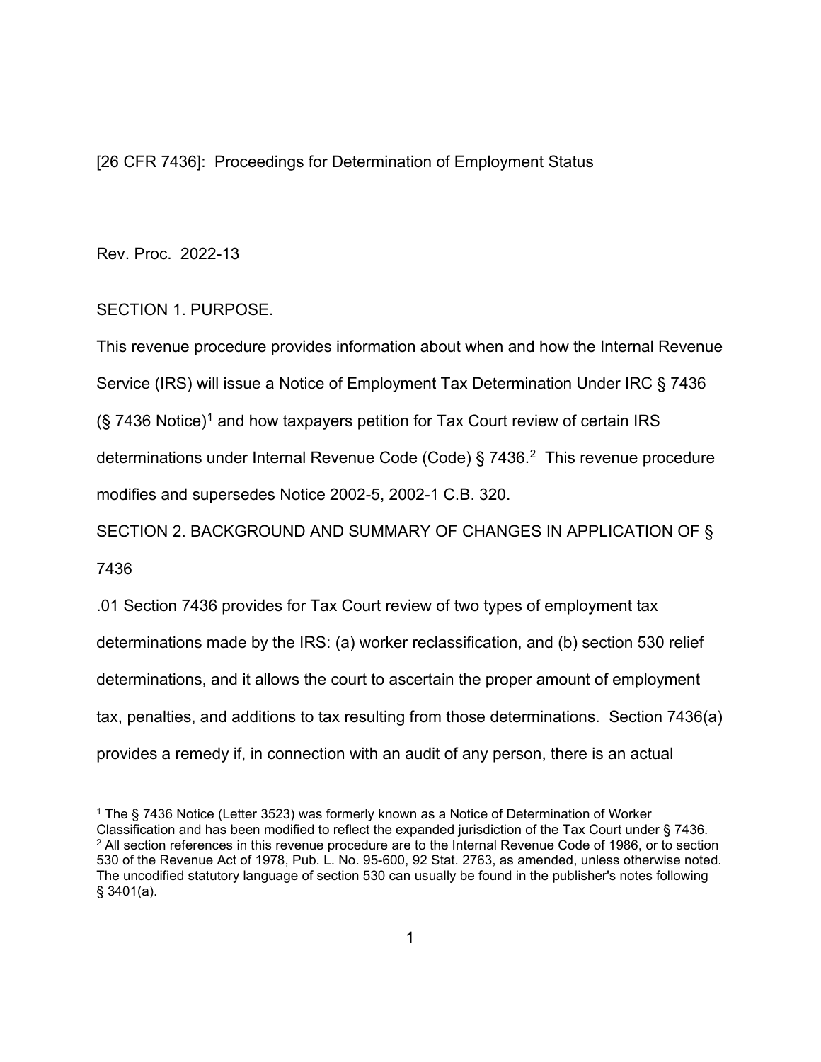[26 CFR 7436]: Proceedings for Determination of Employment Status

Rev. Proc. 2022-13

## SECTION 1. PURPOSE.

This revenue procedure provides information about when and how the Internal Revenue Service (IRS) will issue a Notice of Employment Tax Determination Under IRC § 7436 (§ 7436 Notice)[1] and how taxpayers petition for Tax Court review of certain IRS determinations under Internal Revenue Code (Code) § 7436.[2] This revenue procedure modifies and supersedes Notice 2002-5, 2002-1 C.B. 320.

## SECTION 2. BACKGROUND AND SUMMARY OF CHANGES IN APPLICATION OF § 7436

.01 Section 7436 provides for Tax Court review of two types of employment tax determinations made by the IRS: (a) worker reclassification, and (b) section 530 relief determinations, and it allows the court to ascertain the proper amount of employment tax, penalties, and additions to tax resulting from those determinations. Section 7436(a) provides a remedy if, in connection with an audit of any person, there is an actual

---

[1] The § 7436 Notice (Letter 3523) was formerly known as a Notice of Determination of Worker Classification and has been modified to reflect the expanded jurisdiction of the Tax Court under § 7436.

[2] All section references in this revenue procedure are to the Internal Revenue Code of 1986, or to section 530 of the Revenue Act of 1978, Pub. L. No. 95-600, 92 Stat. 2763, as amended, unless otherwise noted. The uncodified statutory language of section 530 can usually be found in the publisher's notes following § 3401(a).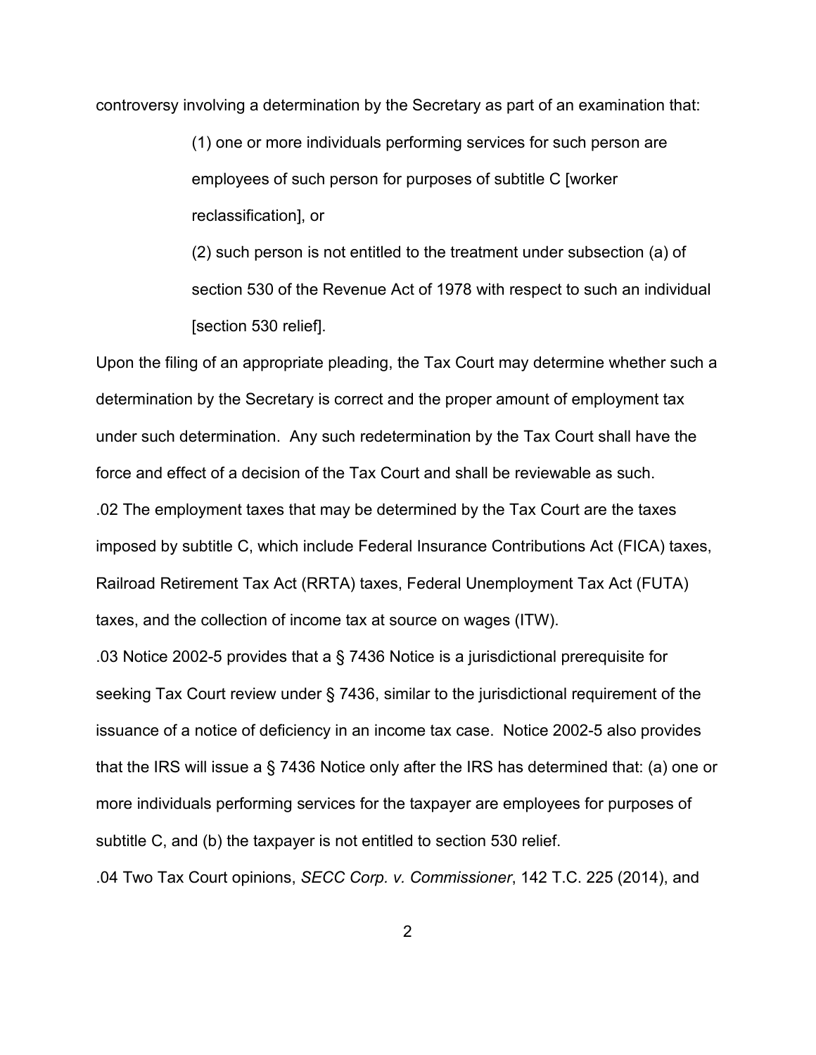controversy involving a determination by the Secretary as part of an examination that:

> (1) one or more individuals performing services for such person are employees of such person for purposes of subtitle C [worker reclassification], or
>
> (2) such person is not entitled to the treatment under subsection (a) of section 530 of the Revenue Act of 1978 with respect to such an individual [section 530 relief].

Upon the filing of an appropriate pleading, the Tax Court may determine whether such a determination by the Secretary is correct and the proper amount of employment tax under such determination. Any such redetermination by the Tax Court shall have the force and effect of a decision of the Tax Court and shall be reviewable as such.

.02 The employment taxes that may be determined by the Tax Court are the taxes imposed by subtitle C, which include Federal Insurance Contributions Act (FICA) taxes, Railroad Retirement Tax Act (RRTA) taxes, Federal Unemployment Tax Act (FUTA) taxes, and the collection of income tax at source on wages (ITW).

.03 Notice 2002-5 provides that a § 7436 Notice is a jurisdictional prerequisite for seeking Tax Court review under § 7436, similar to the jurisdictional requirement of the issuance of a notice of deficiency in an income tax case. Notice 2002-5 also provides that the IRS will issue a § 7436 Notice only after the IRS has determined that: (a) one or more individuals performing services for the taxpayer are employees for purposes of subtitle C, and (b) the taxpayer is not entitled to section 530 relief.

.04 Two Tax Court opinions, *SECC Corp. v. Commissioner*, 142 T.C. 225 (2014), and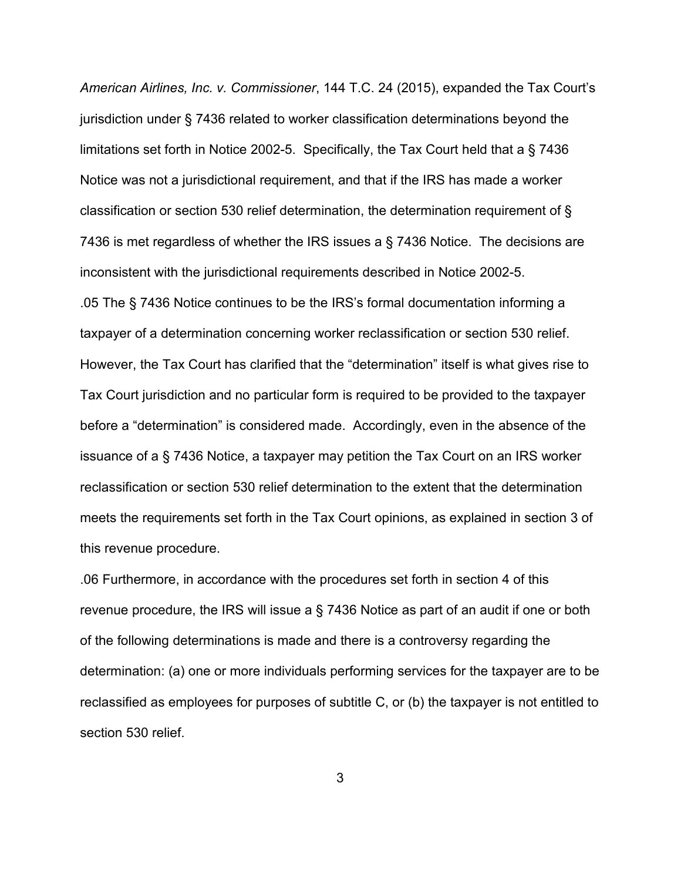*American Airlines, Inc. v. Commissioner*, 144 T.C. 24 (2015), expanded the Tax Court's jurisdiction under § 7436 related to worker classification determinations beyond the limitations set forth in Notice 2002-5. Specifically, the Tax Court held that a § 7436 Notice was not a jurisdictional requirement, and that if the IRS has made a worker classification or section 530 relief determination, the determination requirement of § 7436 is met regardless of whether the IRS issues a § 7436 Notice. The decisions are inconsistent with the jurisdictional requirements described in Notice 2002-5.

.05 The § 7436 Notice continues to be the IRS's formal documentation informing a taxpayer of a determination concerning worker reclassification or section 530 relief. However, the Tax Court has clarified that the "determination" itself is what gives rise to Tax Court jurisdiction and no particular form is required to be provided to the taxpayer before a "determination" is considered made. Accordingly, even in the absence of the issuance of a § 7436 Notice, a taxpayer may petition the Tax Court on an IRS worker reclassification or section 530 relief determination to the extent that the determination meets the requirements set forth in the Tax Court opinions, as explained in section 3 of this revenue procedure.

.06 Furthermore, in accordance with the procedures set forth in section 4 of this revenue procedure, the IRS will issue a § 7436 Notice as part of an audit if one or both of the following determinations is made and there is a controversy regarding the determination: (a) one or more individuals performing services for the taxpayer are to be reclassified as employees for purposes of subtitle C, or (b) the taxpayer is not entitled to section 530 relief.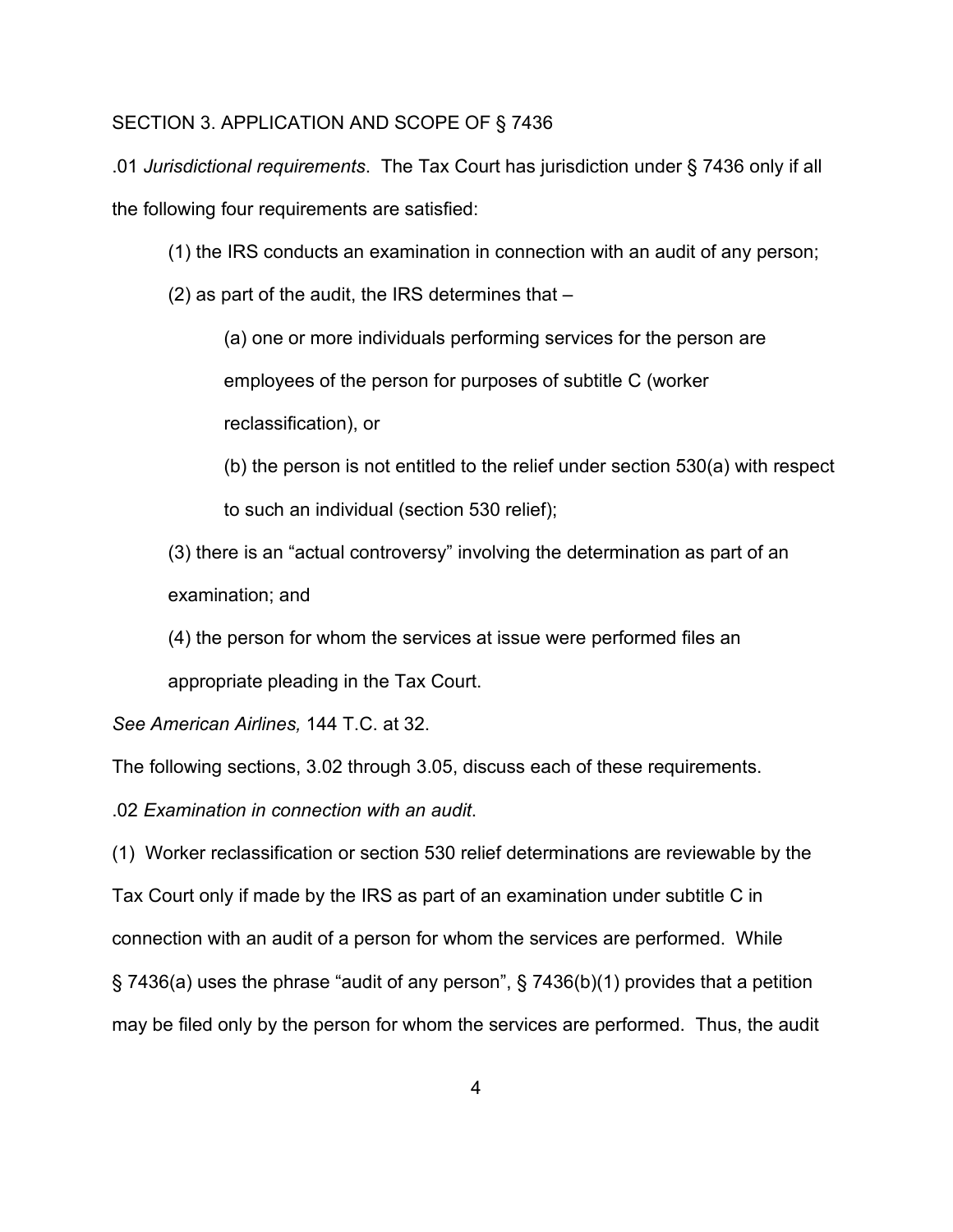SECTION 3. APPLICATION AND SCOPE OF § 7436

.01 *Jurisdictional requirements*. The Tax Court has jurisdiction under § 7436 only if all the following four requirements are satisfied:

(1) the IRS conducts an examination in connection with an audit of any person;

(2) as part of the audit, the IRS determines that –

(a) one or more individuals performing services for the person are employees of the person for purposes of subtitle C (worker reclassification), or

(b) the person is not entitled to the relief under section 530(a) with respect to such an individual (section 530 relief);

(3) there is an "actual controversy" involving the determination as part of an examination; and

(4) the person for whom the services at issue were performed files an appropriate pleading in the Tax Court.

*See American Airlines,* 144 T.C. at 32.

The following sections, 3.02 through 3.05, discuss each of these requirements.

.02 *Examination in connection with an audit*.

(1) Worker reclassification or section 530 relief determinations are reviewable by the Tax Court only if made by the IRS as part of an examination under subtitle C in connection with an audit of a person for whom the services are performed. While § 7436(a) uses the phrase "audit of any person", § 7436(b)(1) provides that a petition may be filed only by the person for whom the services are performed. Thus, the audit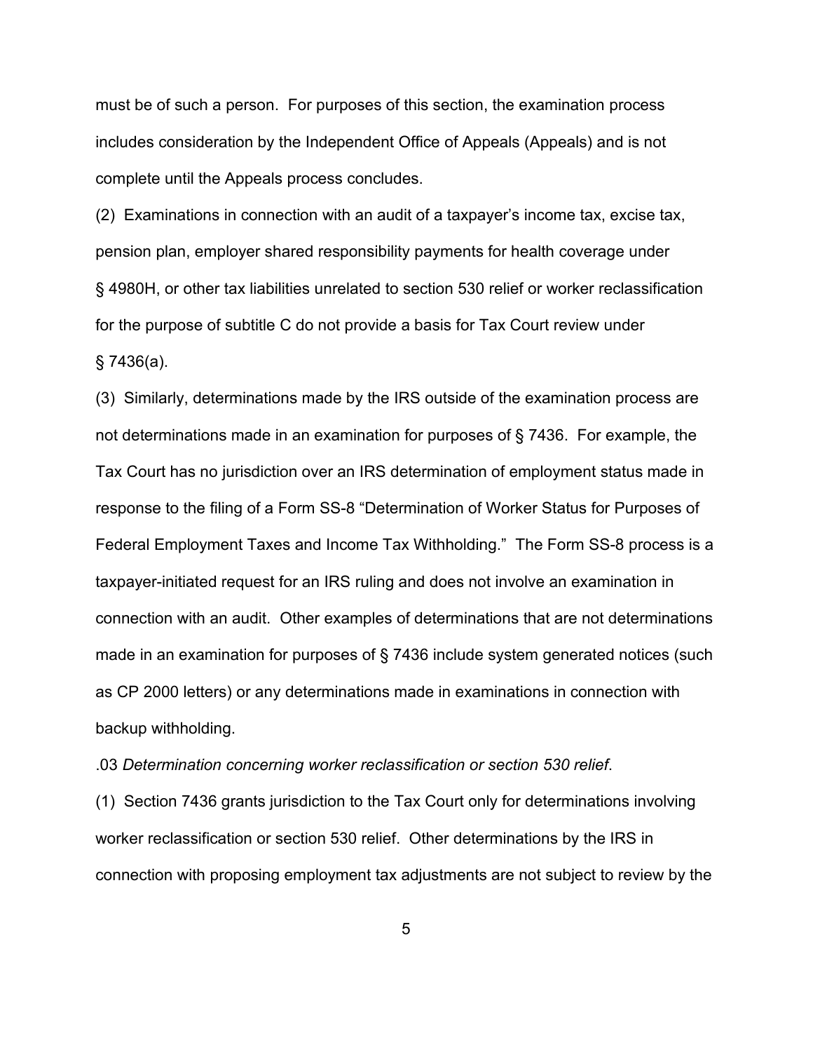must be of such a person. For purposes of this section, the examination process includes consideration by the Independent Office of Appeals (Appeals) and is not complete until the Appeals process concludes.

(2) Examinations in connection with an audit of a taxpayer's income tax, excise tax, pension plan, employer shared responsibility payments for health coverage under § 4980H, or other tax liabilities unrelated to section 530 relief or worker reclassification for the purpose of subtitle C do not provide a basis for Tax Court review under § 7436(a).

(3) Similarly, determinations made by the IRS outside of the examination process are not determinations made in an examination for purposes of § 7436. For example, the Tax Court has no jurisdiction over an IRS determination of employment status made in response to the filing of a Form SS-8 "Determination of Worker Status for Purposes of Federal Employment Taxes and Income Tax Withholding." The Form SS-8 process is a taxpayer-initiated request for an IRS ruling and does not involve an examination in connection with an audit. Other examples of determinations that are not determinations made in an examination for purposes of § 7436 include system generated notices (such as CP 2000 letters) or any determinations made in examinations in connection with backup withholding.

.03 *Determination concerning worker reclassification or section 530 relief*.

(1) Section 7436 grants jurisdiction to the Tax Court only for determinations involving worker reclassification or section 530 relief. Other determinations by the IRS in connection with proposing employment tax adjustments are not subject to review by the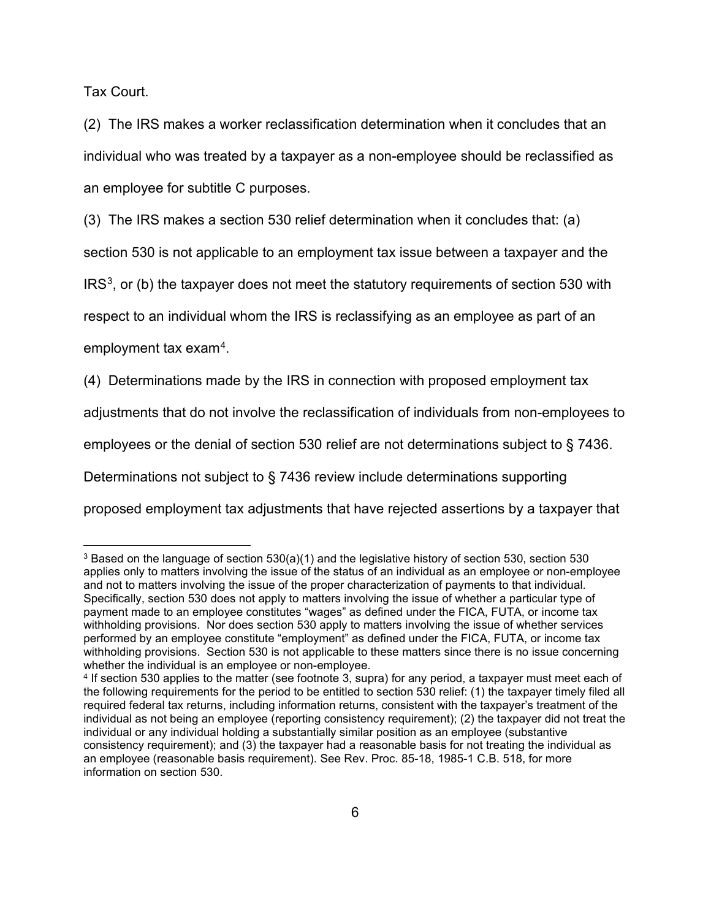Tax Court.

(2) The IRS makes a worker reclassification determination when it concludes that an individual who was treated by a taxpayer as a non-employee should be reclassified as an employee for subtitle C purposes.

(3) The IRS makes a section 530 relief determination when it concludes that: (a) section 530 is not applicable to an employment tax issue between a taxpayer and the IRS[3], or (b) the taxpayer does not meet the statutory requirements of section 530 with respect to an individual whom the IRS is reclassifying as an employee as part of an employment tax exam[4].

(4) Determinations made by the IRS in connection with proposed employment tax adjustments that do not involve the reclassification of individuals from non-employees to employees or the denial of section 530 relief are not determinations subject to § 7436. Determinations not subject to § 7436 review include determinations supporting proposed employment tax adjustments that have rejected assertions by a taxpayer that

---

[3] Based on the language of section 530(a)(1) and the legislative history of section 530, section 530 applies only to matters involving the issue of the status of an individual as an employee or non-employee and not to matters involving the issue of the proper characterization of payments to that individual. Specifically, section 530 does not apply to matters involving the issue of whether a particular type of payment made to an employee constitutes "wages" as defined under the FICA, FUTA, or income tax withholding provisions. Nor does section 530 apply to matters involving the issue of whether services performed by an employee constitute "employment" as defined under the FICA, FUTA, or income tax withholding provisions. Section 530 is not applicable to these matters since there is no issue concerning whether the individual is an employee or non-employee.

[4] If section 530 applies to the matter (see footnote 3, supra) for any period, a taxpayer must meet each of the following requirements for the period to be entitled to section 530 relief: (1) the taxpayer timely filed all required federal tax returns, including information returns, consistent with the taxpayer's treatment of the individual as not being an employee (reporting consistency requirement); (2) the taxpayer did not treat the individual or any individual holding a substantially similar position as an employee (substantive consistency requirement); and (3) the taxpayer had a reasonable basis for not treating the individual as an employee (reasonable basis requirement). See Rev. Proc. 85-18, 1985-1 C.B. 518, for more information on section 530.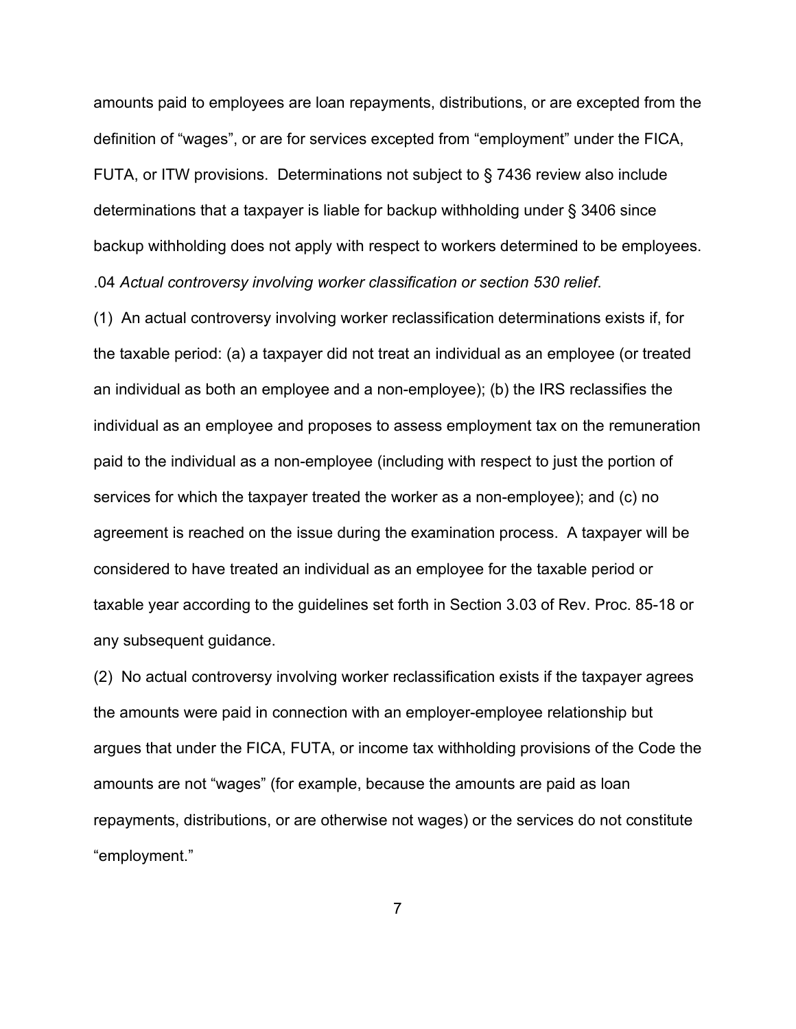amounts paid to employees are loan repayments, distributions, or are excepted from the definition of "wages", or are for services excepted from "employment" under the FICA, FUTA, or ITW provisions. Determinations not subject to § 7436 review also include determinations that a taxpayer is liable for backup withholding under § 3406 since backup withholding does not apply with respect to workers determined to be employees.

.04 *Actual controversy involving worker classification or section 530 relief*.

(1) An actual controversy involving worker reclassification determinations exists if, for the taxable period: (a) a taxpayer did not treat an individual as an employee (or treated an individual as both an employee and a non-employee); (b) the IRS reclassifies the individual as an employee and proposes to assess employment tax on the remuneration paid to the individual as a non-employee (including with respect to just the portion of services for which the taxpayer treated the worker as a non-employee); and (c) no agreement is reached on the issue during the examination process. A taxpayer will be considered to have treated an individual as an employee for the taxable period or taxable year according to the guidelines set forth in Section 3.03 of Rev. Proc. 85-18 or any subsequent guidance.

(2) No actual controversy involving worker reclassification exists if the taxpayer agrees the amounts were paid in connection with an employer-employee relationship but argues that under the FICA, FUTA, or income tax withholding provisions of the Code the amounts are not "wages" (for example, because the amounts are paid as loan repayments, distributions, or are otherwise not wages) or the services do not constitute "employment."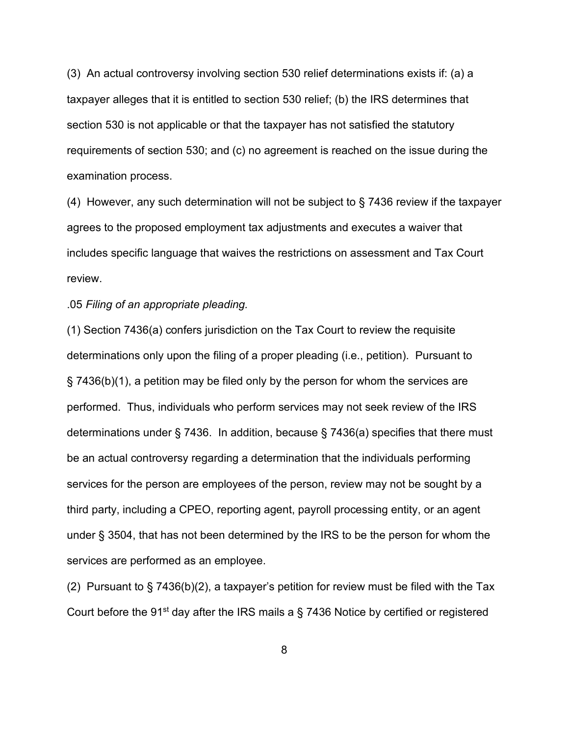(3) An actual controversy involving section 530 relief determinations exists if: (a) a taxpayer alleges that it is entitled to section 530 relief; (b) the IRS determines that section 530 is not applicable or that the taxpayer has not satisfied the statutory requirements of section 530; and (c) no agreement is reached on the issue during the examination process.

(4) However, any such determination will not be subject to § 7436 review if the taxpayer agrees to the proposed employment tax adjustments and executes a waiver that includes specific language that waives the restrictions on assessment and Tax Court review.

.05 *Filing of an appropriate pleading.*

(1) Section 7436(a) confers jurisdiction on the Tax Court to review the requisite determinations only upon the filing of a proper pleading (i.e., petition). Pursuant to § 7436(b)(1), a petition may be filed only by the person for whom the services are performed. Thus, individuals who perform services may not seek review of the IRS determinations under § 7436. In addition, because § 7436(a) specifies that there must be an actual controversy regarding a determination that the individuals performing services for the person are employees of the person, review may not be sought by a third party, including a CPEO, reporting agent, payroll processing entity, or an agent under § 3504, that has not been determined by the IRS to be the person for whom the services are performed as an employee.

(2) Pursuant to § 7436(b)(2), a taxpayer's petition for review must be filed with the Tax Court before the 91st day after the IRS mails a § 7436 Notice by certified or registered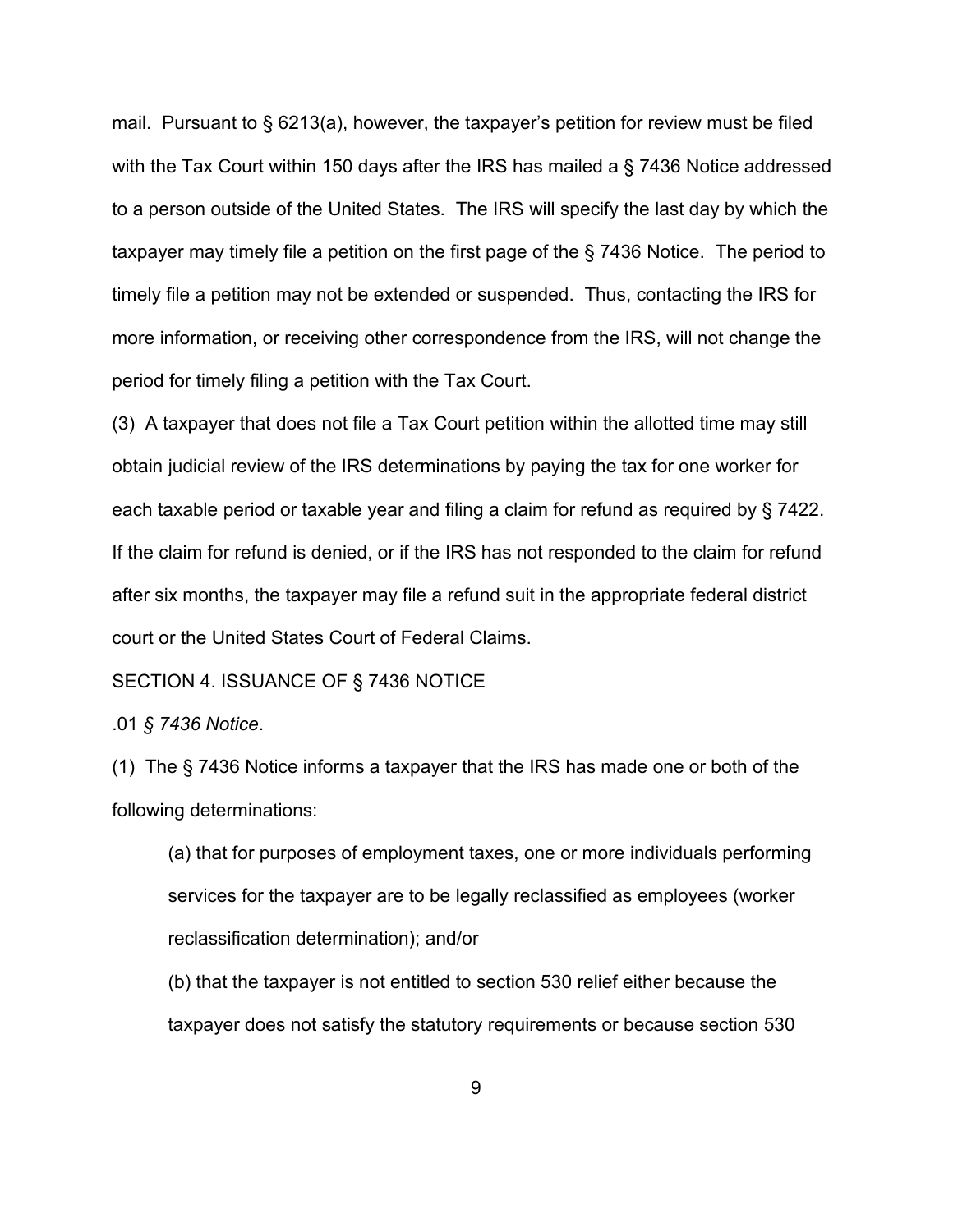mail. Pursuant to § 6213(a), however, the taxpayer's petition for review must be filed with the Tax Court within 150 days after the IRS has mailed a § 7436 Notice addressed to a person outside of the United States. The IRS will specify the last day by which the taxpayer may timely file a petition on the first page of the § 7436 Notice. The period to timely file a petition may not be extended or suspended. Thus, contacting the IRS for more information, or receiving other correspondence from the IRS, will not change the period for timely filing a petition with the Tax Court.

(3) A taxpayer that does not file a Tax Court petition within the allotted time may still obtain judicial review of the IRS determinations by paying the tax for one worker for each taxable period or taxable year and filing a claim for refund as required by § 7422. If the claim for refund is denied, or if the IRS has not responded to the claim for refund after six months, the taxpayer may file a refund suit in the appropriate federal district court or the United States Court of Federal Claims.

SECTION 4. ISSUANCE OF § 7436 NOTICE

.01 *§ 7436 Notice*.

(1) The § 7436 Notice informs a taxpayer that the IRS has made one or both of the following determinations:

> (a) that for purposes of employment taxes, one or more individuals performing services for the taxpayer are to be legally reclassified as employees (worker reclassification determination); and/or
>
> (b) that the taxpayer is not entitled to section 530 relief either because the taxpayer does not satisfy the statutory requirements or because section 530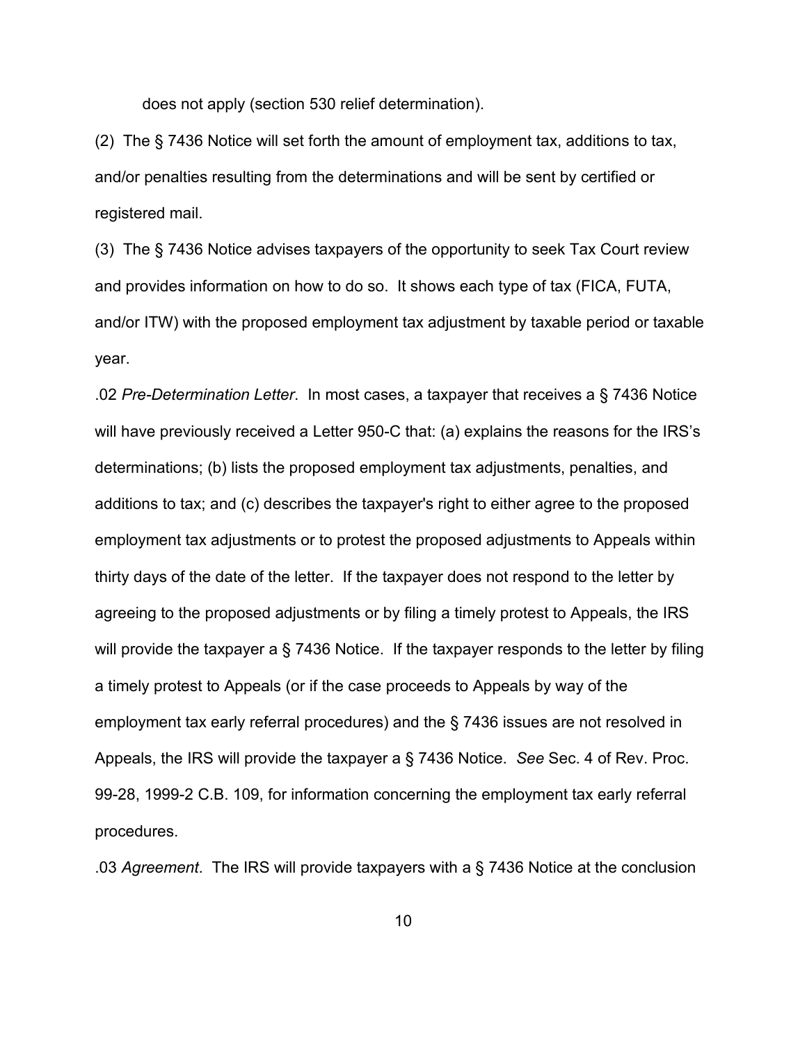does not apply (section 530 relief determination).

(2) The § 7436 Notice will set forth the amount of employment tax, additions to tax, and/or penalties resulting from the determinations and will be sent by certified or registered mail.

(3) The § 7436 Notice advises taxpayers of the opportunity to seek Tax Court review and provides information on how to do so. It shows each type of tax (FICA, FUTA, and/or ITW) with the proposed employment tax adjustment by taxable period or taxable year.

.02 *Pre-Determination Letter*. In most cases, a taxpayer that receives a § 7436 Notice will have previously received a Letter 950-C that: (a) explains the reasons for the IRS's determinations; (b) lists the proposed employment tax adjustments, penalties, and additions to tax; and (c) describes the taxpayer's right to either agree to the proposed employment tax adjustments or to protest the proposed adjustments to Appeals within thirty days of the date of the letter. If the taxpayer does not respond to the letter by agreeing to the proposed adjustments or by filing a timely protest to Appeals, the IRS will provide the taxpayer a § 7436 Notice. If the taxpayer responds to the letter by filing a timely protest to Appeals (or if the case proceeds to Appeals by way of the employment tax early referral procedures) and the § 7436 issues are not resolved in Appeals, the IRS will provide the taxpayer a § 7436 Notice. *See* Sec. 4 of Rev. Proc. 99-28, 1999-2 C.B. 109, for information concerning the employment tax early referral procedures.

.03 *Agreement*. The IRS will provide taxpayers with a § 7436 Notice at the conclusion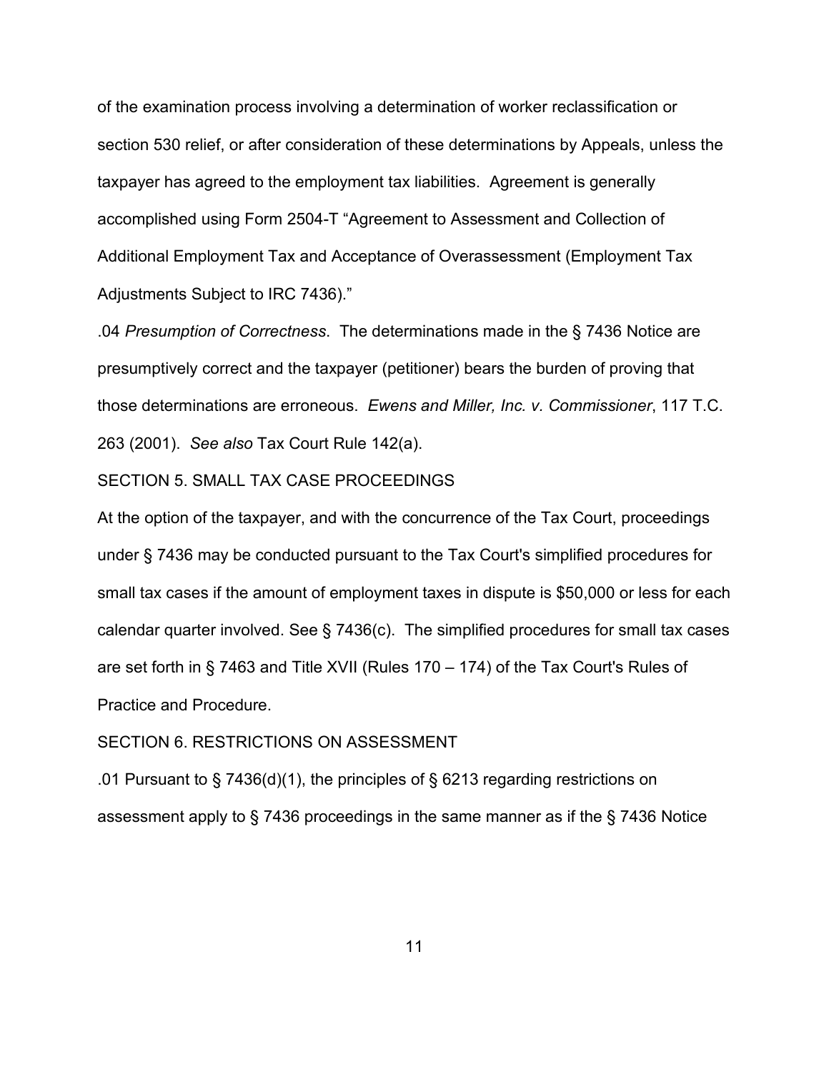of the examination process involving a determination of worker reclassification or section 530 relief, or after consideration of these determinations by Appeals, unless the taxpayer has agreed to the employment tax liabilities. Agreement is generally accomplished using Form 2504-T "Agreement to Assessment and Collection of Additional Employment Tax and Acceptance of Overassessment (Employment Tax Adjustments Subject to IRC 7436)."

.04 *Presumption of Correctness*. The determinations made in the § 7436 Notice are presumptively correct and the taxpayer (petitioner) bears the burden of proving that those determinations are erroneous. *Ewens and Miller, Inc. v. Commissioner*, 117 T.C. 263 (2001). *See also* Tax Court Rule 142(a).

SECTION 5. SMALL TAX CASE PROCEEDINGS

At the option of the taxpayer, and with the concurrence of the Tax Court, proceedings under § 7436 may be conducted pursuant to the Tax Court's simplified procedures for small tax cases if the amount of employment taxes in dispute is $50,000 or less for each calendar quarter involved. See § 7436(c). The simplified procedures for small tax cases are set forth in § 7463 and Title XVII (Rules 170 – 174) of the Tax Court's Rules of Practice and Procedure.

SECTION 6. RESTRICTIONS ON ASSESSMENT

.01 Pursuant to § 7436(d)(1), the principles of § 6213 regarding restrictions on assessment apply to § 7436 proceedings in the same manner as if the § 7436 Notice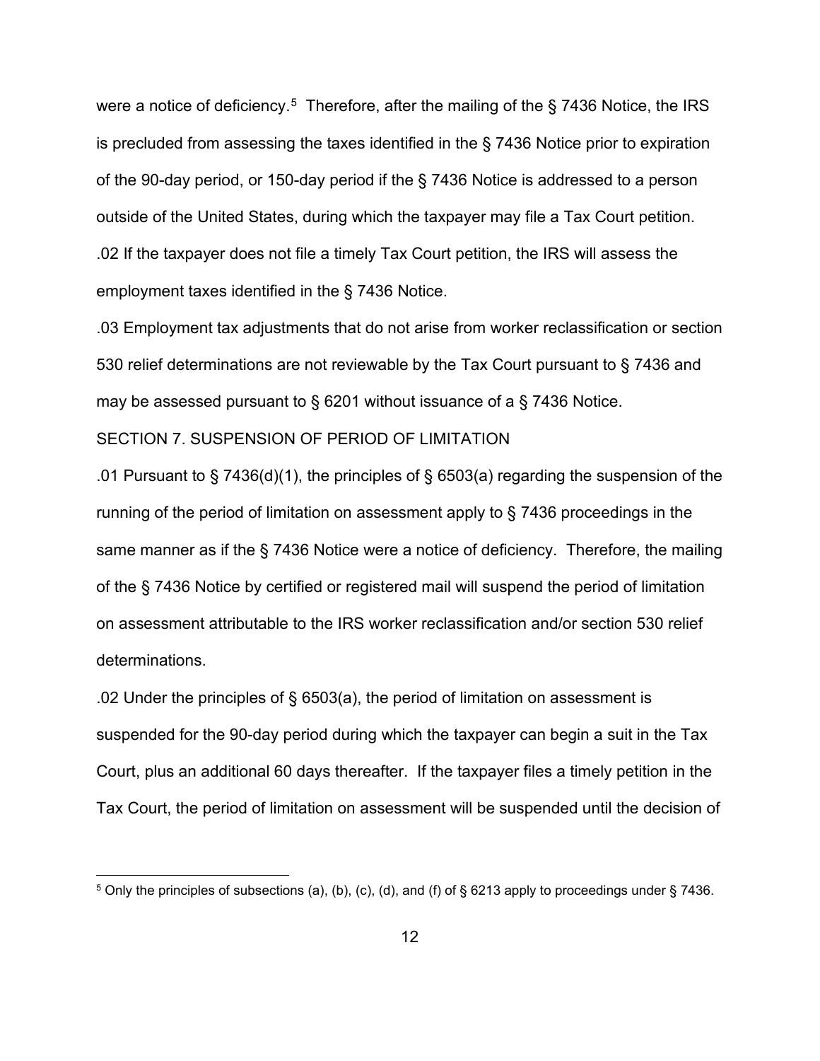were a notice of deficiency.[5] Therefore, after the mailing of the § 7436 Notice, the IRS is precluded from assessing the taxes identified in the § 7436 Notice prior to expiration of the 90-day period, or 150-day period if the § 7436 Notice is addressed to a person outside of the United States, during which the taxpayer may file a Tax Court petition.

.02 If the taxpayer does not file a timely Tax Court petition, the IRS will assess the employment taxes identified in the § 7436 Notice.

.03 Employment tax adjustments that do not arise from worker reclassification or section 530 relief determinations are not reviewable by the Tax Court pursuant to § 7436 and may be assessed pursuant to § 6201 without issuance of a § 7436 Notice.

SECTION 7. SUSPENSION OF PERIOD OF LIMITATION

.01 Pursuant to § 7436(d)(1), the principles of § 6503(a) regarding the suspension of the running of the period of limitation on assessment apply to § 7436 proceedings in the same manner as if the § 7436 Notice were a notice of deficiency. Therefore, the mailing of the § 7436 Notice by certified or registered mail will suspend the period of limitation on assessment attributable to the IRS worker reclassification and/or section 530 relief determinations.

.02 Under the principles of § 6503(a), the period of limitation on assessment is suspended for the 90-day period during which the taxpayer can begin a suit in the Tax Court, plus an additional 60 days thereafter. If the taxpayer files a timely petition in the Tax Court, the period of limitation on assessment will be suspended until the decision of

---

[5] Only the principles of subsections (a), (b), (c), (d), and (f) of § 6213 apply to proceedings under § 7436.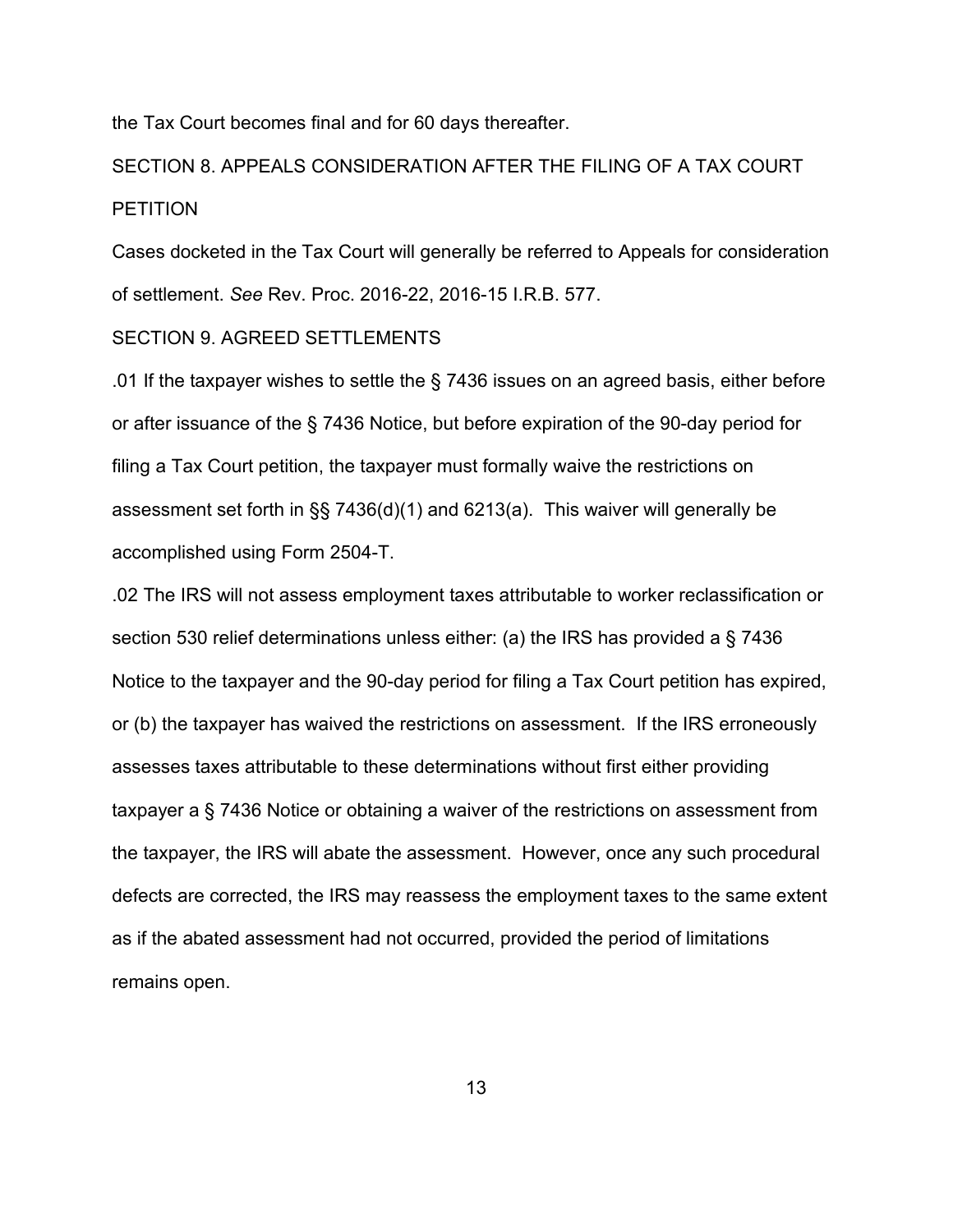the Tax Court becomes final and for 60 days thereafter.

## SECTION 8. APPEALS CONSIDERATION AFTER THE FILING OF A TAX COURT PETITION

Cases docketed in the Tax Court will generally be referred to Appeals for consideration of settlement. *See* Rev. Proc. 2016-22, 2016-15 I.R.B. 577.

## SECTION 9. AGREED SETTLEMENTS

.01 If the taxpayer wishes to settle the § 7436 issues on an agreed basis, either before or after issuance of the § 7436 Notice, but before expiration of the 90-day period for filing a Tax Court petition, the taxpayer must formally waive the restrictions on assessment set forth in §§ 7436(d)(1) and 6213(a). This waiver will generally be accomplished using Form 2504-T.

.02 The IRS will not assess employment taxes attributable to worker reclassification or section 530 relief determinations unless either: (a) the IRS has provided a § 7436 Notice to the taxpayer and the 90-day period for filing a Tax Court petition has expired, or (b) the taxpayer has waived the restrictions on assessment. If the IRS erroneously assesses taxes attributable to these determinations without first either providing taxpayer a § 7436 Notice or obtaining a waiver of the restrictions on assessment from the taxpayer, the IRS will abate the assessment. However, once any such procedural defects are corrected, the IRS may reassess the employment taxes to the same extent as if the abated assessment had not occurred, provided the period of limitations remains open.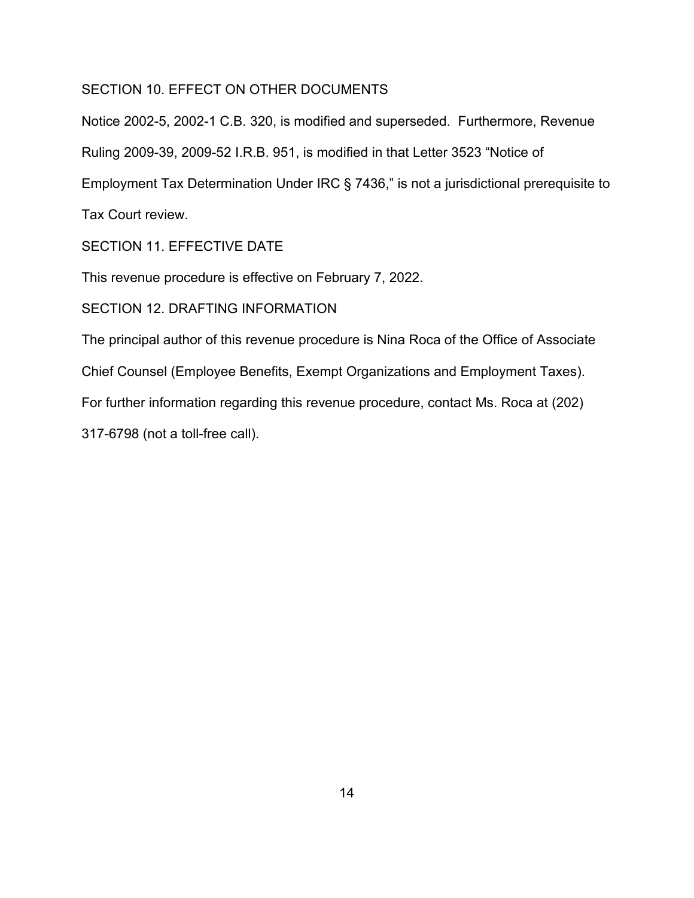## SECTION 10. EFFECT ON OTHER DOCUMENTS

Notice 2002-5, 2002-1 C.B. 320, is modified and superseded. Furthermore, Revenue Ruling 2009-39, 2009-52 I.R.B. 951, is modified in that Letter 3523 "Notice of Employment Tax Determination Under IRC § 7436," is not a jurisdictional prerequisite to Tax Court review.

## SECTION 11. EFFECTIVE DATE

This revenue procedure is effective on February 7, 2022.

## SECTION 12. DRAFTING INFORMATION

The principal author of this revenue procedure is Nina Roca of the Office of Associate Chief Counsel (Employee Benefits, Exempt Organizations and Employment Taxes). For further information regarding this revenue procedure, contact Ms. Roca at (202) 317-6798 (not a toll-free call).